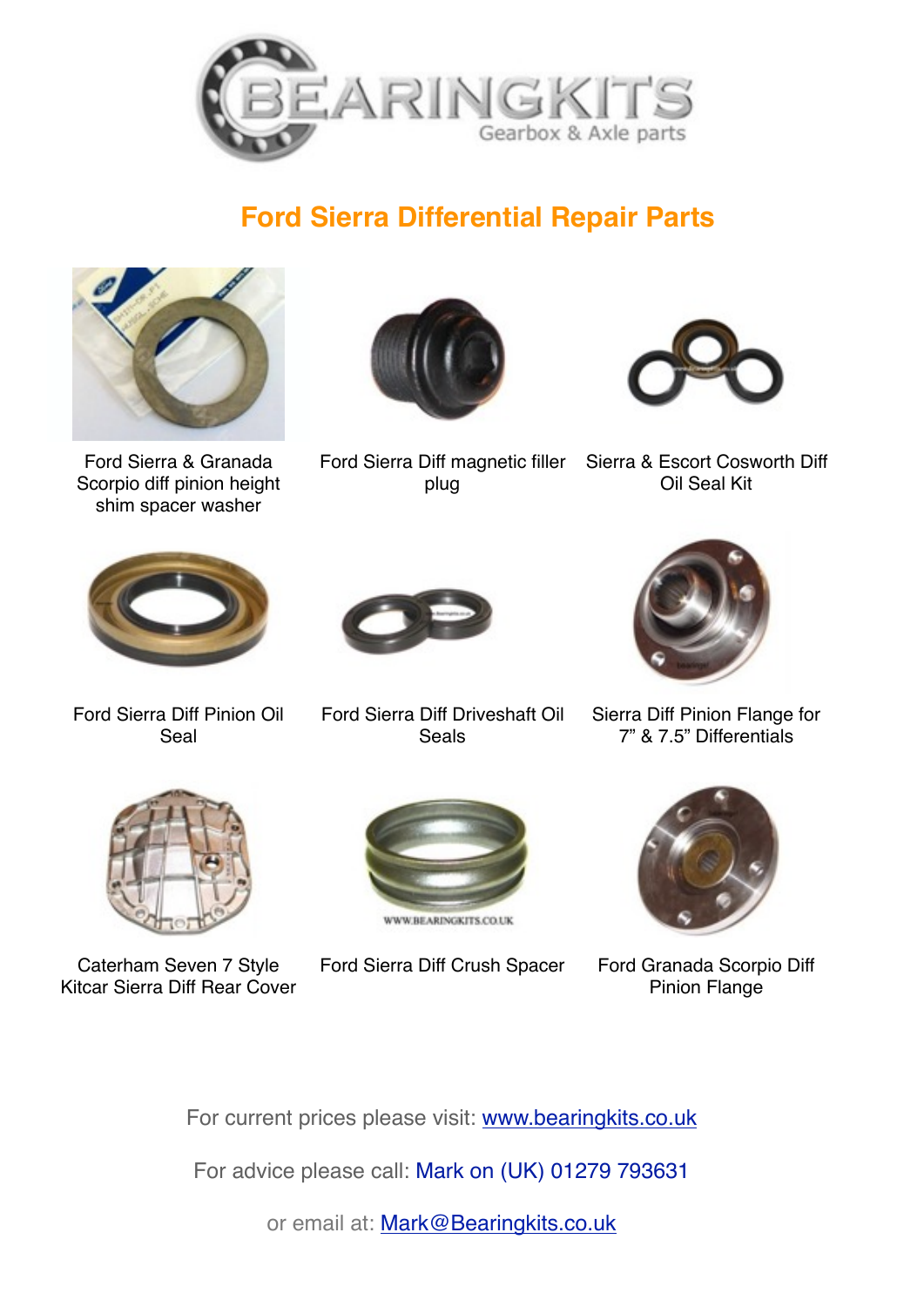# Ford Sierra Differential Repair Parts

Ford Sierra & Granada Scorpio diff pinion height shim spacer washer

Ford Sierra Diff magnetic filler plug

Sierra & Escort Cosworth Diff Oil Seal Kit

Ford Sierra Diff Pinion Oil Seal

Ford Sierra Diff Driveshaft Oil Seals

Sierra Diff Pinion Flange for 7" & 7.5" Differentials

Caterham Seven 7 Style Kitcar Sierra Diff Rear Cover

Ford Sierra Diff Crush Spacer

Ford Granada Scorpio Diff Pinion Flange

For current prices please visit: [www.bearingkits.co.uk](http://www.bearingkits.co.uk)

For advice please call: Mark on (UK) 01279 793631

or email at: [Mark@Bearingkits.co.uk](mailto:Mark@Bearingkits.co.uk)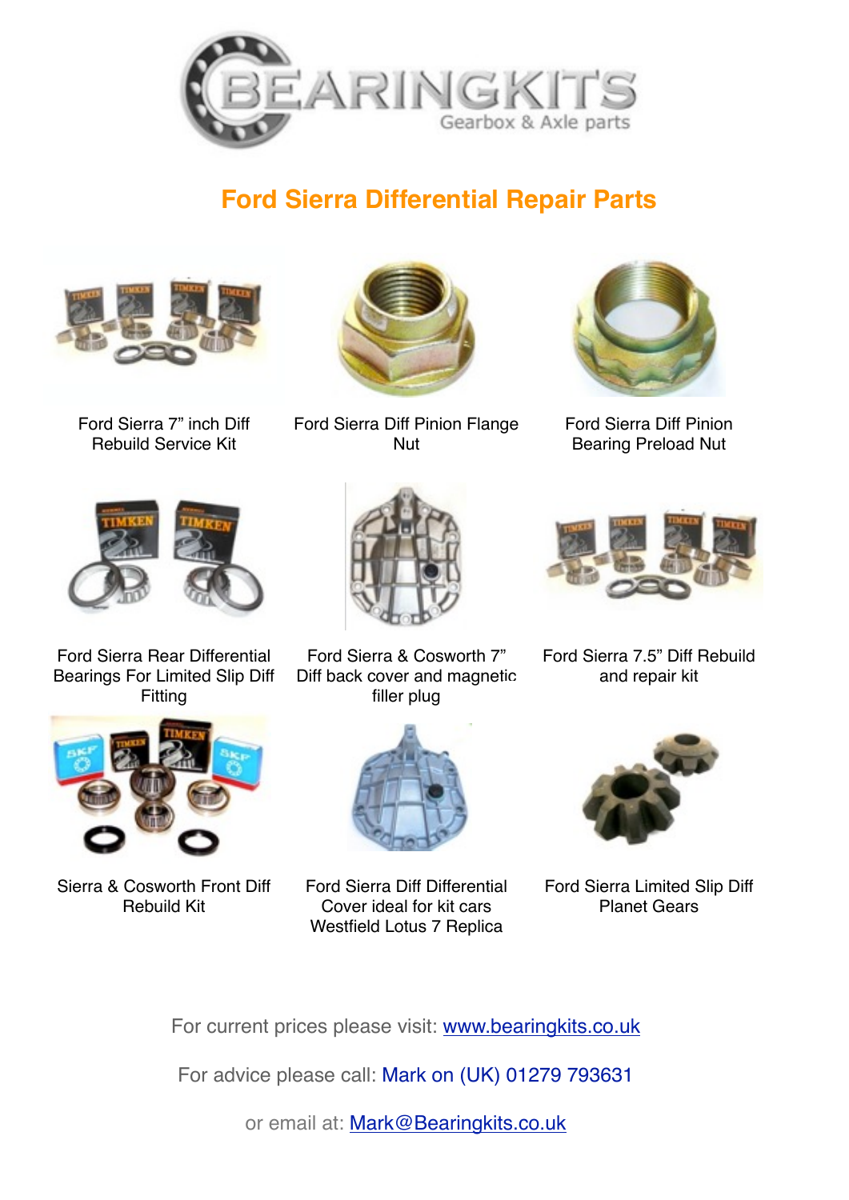# Ford Sierra Differential Repair Parts

Ford Sierra 7" inch Diff Rebuild Service Kit

Ford Sierra Diff Pinion Flange Nut

Ford Sierra Diff Pinion Bearing Preload Nut

Ford Sierra Rear Differential Bearings For Limited Slip Diff Fitting

Ford Sierra & Cosworth 7" Diff back cover and magnetic filler plug

Ford Sierra 7.5" Diff Rebuild and repair kit

Sierra & Cosworth Front Diff Rebuild Kit

Ford Sierra Diff Differential Cover ideal for kit cars Westfield Lotus 7 Replica

Ford Sierra Limited Slip Diff Planet Gears

For current prices please visit: [www.bearingkits.co.uk](http://www.bearingkits.co.uk)

For advice please call: Mark on (UK) 01279 793631

or email at: [Mark@Bearingkits.co.uk](mailto:Mark@Bearingkits.co.uk)